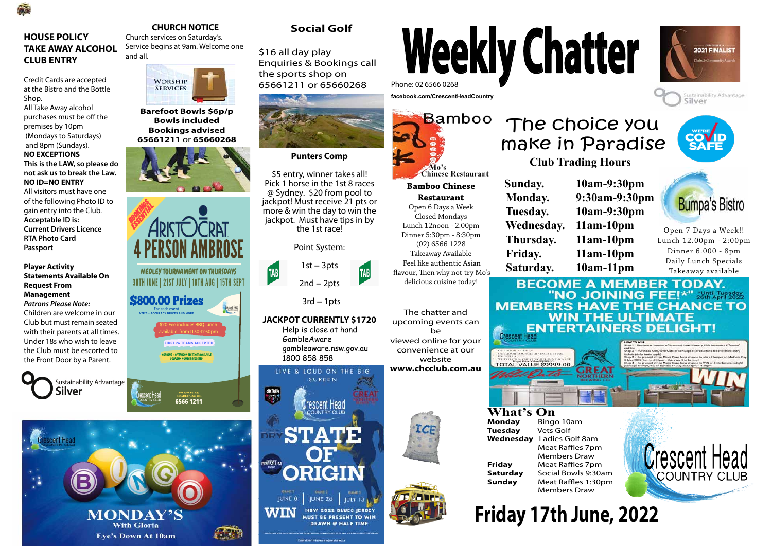# Weekly Chatter

Phone: 02 6566 0268

facebook.com/CrescentHeadCountry

**Friday 17th June, 2022**

## HOUSE POLICY TAKE AWAY ALCOHOL CLUB ENTRY

Credit Cards are accepted at the Bistro and the Bottle Shop.

All Take Away alcohol purchases must be off the premises by 10pm (Mondays to Saturdays) and 8pm (Sundays).

**NO EXCEPTIONS**

**This is the LAW, so please do not ask us to break the Law.**

**NO ID=NO ENTRY**

All visitors must have one of the following Photo ID to gain entry into the Club.

**Acceptable ID is:**

**Current Drivers Licence**

**RTA Photo Card**

**Passport**

**Player Activity Statements Available On Request From Management**

***Patrons Please Note:***

Children are welcome in our Club but must remain seated with their parents at all times. Under 18s who wish to leave the Club must be escorted to the Front Door by a Parent.

Sustainability Advantage Silver

## CHURCH NOTICE

Church services on Saturday's. Service begins at 9am. Welcome one and all.

Worship Services

**Barefoot Bowls $6p/p**
**Bowls included**
**Bookings advised**
**65661211 or 65660268**

Bookings Essential

Aristocrat 4 Person Ambrose

Medley Tournament on Thursdays

30th June | 21st July | 18th Aug | 15th Sept

$800.00 Prizes

For each event

NTP'S + Accuracy Drives and More

$20 Fee includes BBQ lunch available from 11:30-12:30pm

First 24 Teams Accepted

Morning + Afternoon Tee Times Available
Golflink Number Required

Crescent Head Country Club

For bookings and enquiries please call
6566 1211

## Social Golf

$16 all day play
Enquiries & Bookings call the sports shop on 65661211 or 65660268

### Punters Comp

$5 entry, winner takes all!
Pick 1 horse in the 1st 8 races @ Sydney. $20 from pool to jackpot! Must receive 21 pts or more & win the day to win the jackpot. Must have tips in by the 1st race!

Point System:

1st = 3pts

2nd = 2pts

3rd = 1pts

**JACKPOT CURRENTLY $1720**

Help is close at hand
GambleAware
gambleaware.nsw.gov.au
1800 858 858

Live & Loud on the Big Screen

Crescent Head Country Club

State of Origin

Game 1 June 8 | Game 2 June 26 | Game 3 July 13

WIN NSW 2022 Blues Jersey
Must be present to win
Drawn @ half time

## Bamboo Mo's Chinese Restaurant

**Bamboo Chinese Restaurant**

Open 6 Days a Week
Closed Mondays
Lunch 12noon - 2.00pm
Dinner 5:30pm - 8:30pm
(02) 6566 1228
Takeaway Available
Feel like authentic Asian flavour, Then why not try Mo's delicious cuisine today!

The chatter and upcoming events can be viewed online for your convenience at our website
**www.chcclub.com.au**

Ice

## The choice you make in Paradise

### Club Trading Hours

| | |
|---|---|
| **Sunday.** | **10am-9:30pm** |
| **Monday.** | **9:30am-9:30pm** |
| **Tuesday.** | **10am-9:30pm** |
| **Wednesday.** | **11am-10pm** |
| **Thursday.** | **11am-10pm** |
| **Friday.** | **11am-10pm** |
| **Saturday.** | **10am-11pm** |

2021 Finalist Clubs & Community Awards

Sustainability Advantage Silver

We're COVID Safe

## Bumpa's Bistro

Open 7 Days a Week!!
Lunch 12.00pm - 2:00pm
Dinner 6.000 - 8pm
Daily Lunch Specials
Takeaway available

## BECOME A MEMBER TODAY.

"NO JOINING FEE!*" *Until Tuesday 26th April 2022

MEMBERS HAVE THE CHANCE TO WIN THE ULTIMATE ENTERTAINERS DELIGHT!

TOTAL VALUE $9999.00

WIN

## What's On

| | |
|---|---|
| **Monday** | Bingo 10am |
| **Tuesday** | Vets Golf |
| **Wednesday** | Ladies Golf 8am |
| | Meat Raffles 7pm |
| | Members Draw |
| **Friday** | Meat Raffles 7pm |
| **Saturday** | Social Bowls 9:30am |
| **Sunday** | Meat Raffles 1:30pm |
| | Members Draw |

Crescent Head Country Club

## BINGO

MONDAY'S
With Gloria
Eye's Down At 10am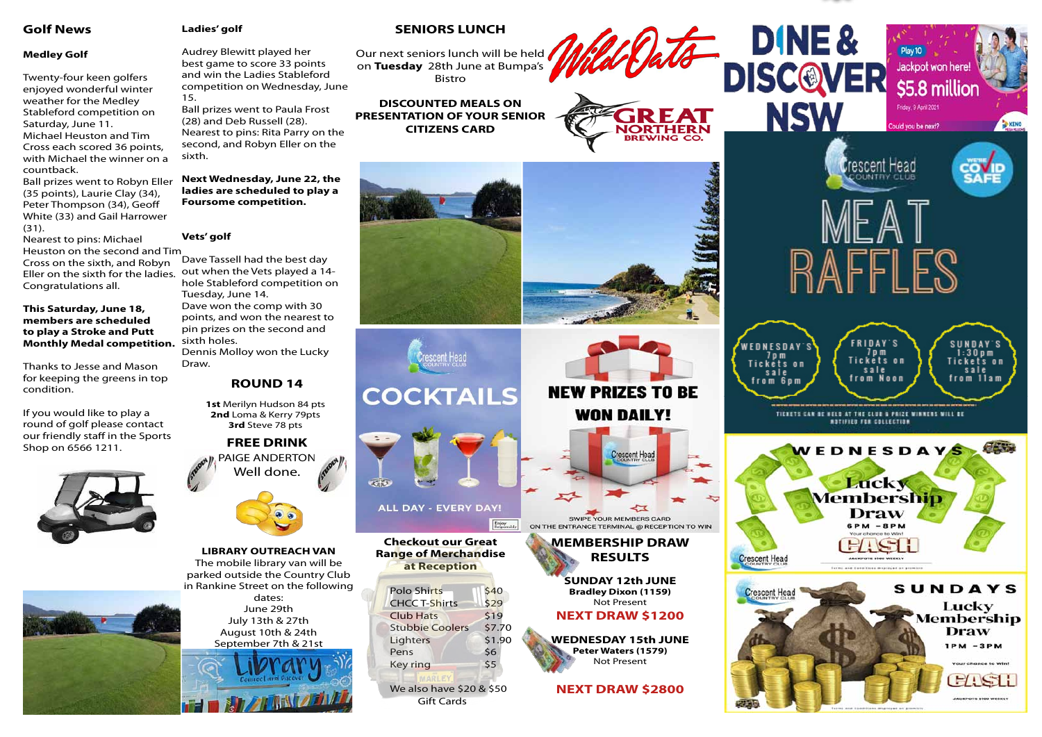## Golf News

### Medley Golf

Twenty-four keen golfers enjoyed wonderful winter weather for the Medley Stableford competition on Saturday, June 11.

Michael Heuston and Tim Cross each scored 36 points, with Michael the winner on a countback.

Ball prizes went to Robyn Eller (35 points), Laurie Clay (34), Peter Thompson (34), Geoff White (33) and Gail Harrower (31).

Nearest to pins: Michael Heuston on the second and Tim Cross on the sixth, and Robyn Eller on the sixth for the ladies. Congratulations all.

**This Saturday, June 18, members are scheduled to play a Stroke and Putt Monthly Medal competition.**

Thanks to Jesse and Mason for keeping the greens in top condition.

If you would like to play a round of golf please contact our friendly staff in the Sports Shop on 6566 1211.

### Ladies' golf

Audrey Blewitt played her best game to score 33 points and win the Ladies Stableford competition on Wednesday, June 15.

Ball prizes went to Paula Frost (28) and Deb Russell (28).

Nearest to pins: Rita Parry on the second, and Robyn Eller on the sixth.

**Next Wednesday, June 22, the ladies are scheduled to play a Foursome competition.**

### Vets' golf

Dave Tassell had the best day out when the Vets played a 14-hole Stableford competition on Tuesday, June 14.

Dave won the comp with 30 points, and won the nearest to pin prizes on the second and sixth holes.

Dennis Molloy won the Lucky Draw.

## ROUND 14

**1st** Merilyn Hudson 84 pts
**2nd** Loma & Kerry 79pts
**3rd** Steve 78 pts

## FREE DRINK

PAIGE ANDERTON
Well done.

## LIBRARY OUTREACH VAN

The mobile library van will be parked outside the Country Club in Rankine Street on the following dates:

June 29th
July 13th & 27th
August 10th & 24th
September 7th & 21st

## SENIORS LUNCH

Our next seniors lunch will be held on **Tuesday** 28th June at Bumpa's Bistro

**DISCOUNTED MEALS ON PRESENTATION OF YOUR SENIOR CITIZENS CARD**

Wild Oats

GREAT NORTHERN BREWING CO.

DINE & DISCOVER NSW

Play 10 Jackpot won here! $5.8 million
Friday, 9 April 2021
Could you be next?
KENO

Crescent Head Country Club
COCKTAILS
ALL DAY - EVERY DAY!

NEW PRIZES TO BE WON DAILY!
SWIPE YOUR MEMBERS CARD ON THE ENTRANCE TERMINAL @ RECEPTION TO WIN

Crescent Head Country Club
MEAT RAFFLES
WEDNESDAY'S 7pm Tickets on sale from 6pm
FRIDAY'S 7pm Tickets on sale from Noon
SUNDAY'S 1:30pm Tickets on sale from 11am
TICKETS CAN BE HELD AT THE CLUB & PRIZE WINNERS WILL BE NOTIFIED FOR COLLECTION

WEDNESDAYS Lucky Membership Draw
6PM - 8PM
Your chance to Win!
CASH

SUNDAYS Lucky Membership Draw
1PM - 3PM
Your chance to Win!
CASH

## Checkout our Great Range of Merchandise at Reception

| | |
|---|---|
| Polo Shirts | $40 |
| CHCC T-Shirts | $29 |
| Club Hats | $19 |
| Stubbie Coolers | $7.70 |
| Lighters | $1.90 |
| Pens | $6 |
| Key ring | $5 |

We also have $20 & $50 Gift Cards

## MEMBERSHIP DRAW RESULTS

**SUNDAY 12th JUNE**
**Bradley Dixon (1159)**
Not Present

**NEXT DRAW $1200**

**WEDNESDAY 15th JUNE**
**Peter Waters (1579)**
Not Present

**NEXT DRAW $2800**